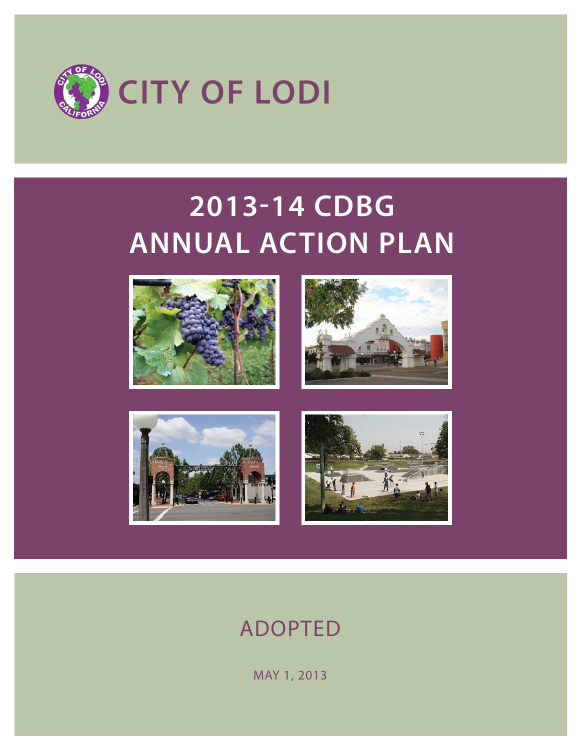# CITY OF LODI

# 2013-14 CDBG ANNUAL ACTION PLAN

ADOPTED

MAY 1, 2013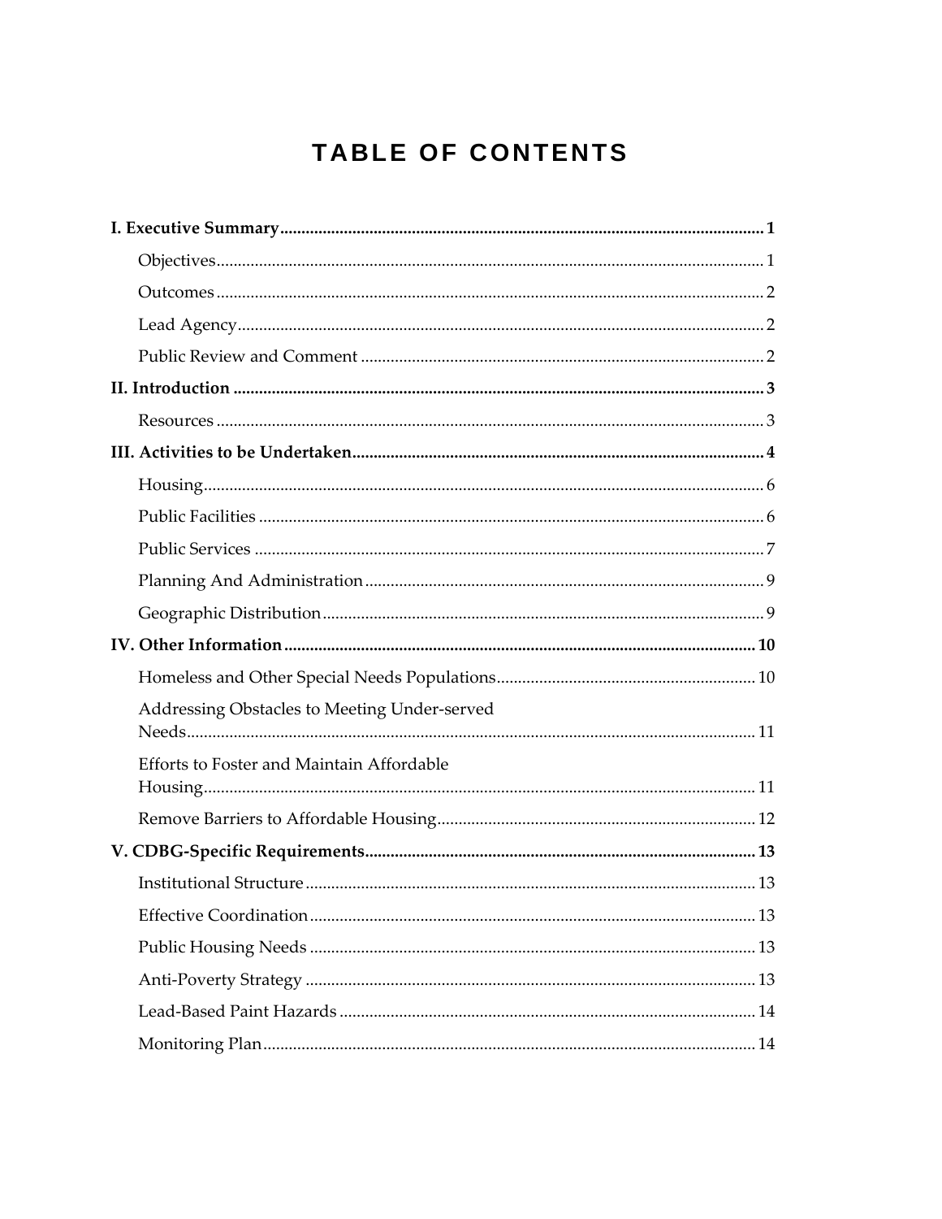# TABLE OF CONTENTS

**I. Executive Summary** .......... **1**

- Objectives .......... 1
- Outcomes .......... 2
- Lead Agency .......... 2
- Public Review and Comment .......... 2

**II. Introduction** .......... **3**

- Resources .......... 3

**III. Activities to be Undertaken** .......... **4**

- Housing .......... 6
- Public Facilities .......... 6
- Public Services .......... 7
- Planning And Administration .......... 9
- Geographic Distribution .......... 9

**IV. Other Information** .......... **10**

- Homeless and Other Special Needs Populations .......... 10
- Addressing Obstacles to Meeting Under-served Needs .......... 11
- Efforts to Foster and Maintain Affordable Housing .......... 11
- Remove Barriers to Affordable Housing .......... 12

**V. CDBG-Specific Requirements** .......... **13**

- Institutional Structure .......... 13
- Effective Coordination .......... 13
- Public Housing Needs .......... 13
- Anti-Poverty Strategy .......... 13
- Lead-Based Paint Hazards .......... 14
- Monitoring Plan .......... 14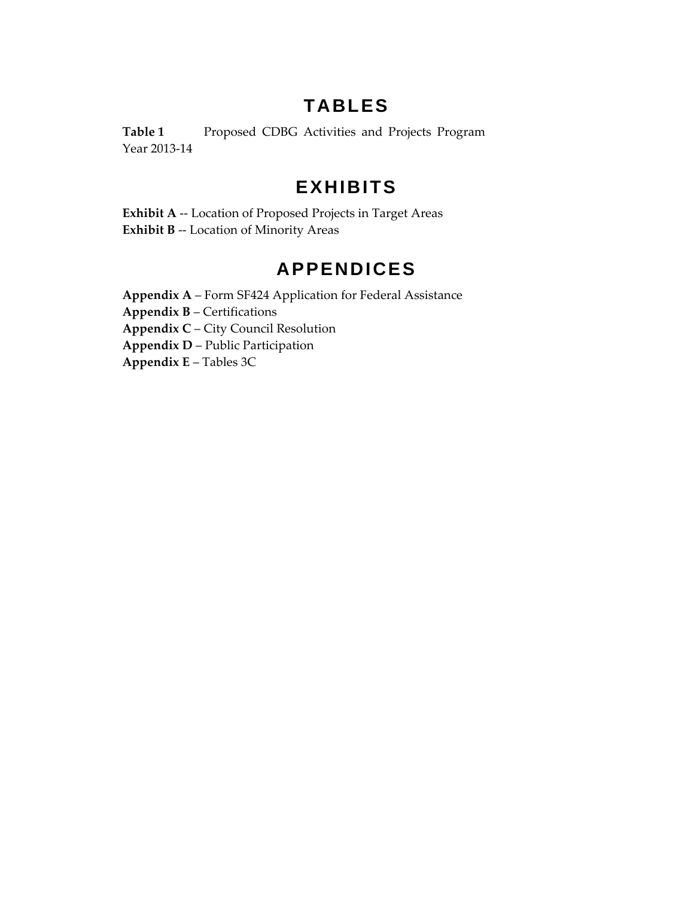## TABLES

**Table 1** Proposed CDBG Activities and Projects Program Year 2013-14

## EXHIBITS

**Exhibit A** -- Location of Proposed Projects in Target Areas
**Exhibit B** -- Location of Minority Areas

## APPENDICES

**Appendix A** – Form SF424 Application for Federal Assistance
**Appendix B** – Certifications
**Appendix C** – City Council Resolution
**Appendix D** – Public Participation
**Appendix E** – Tables 3C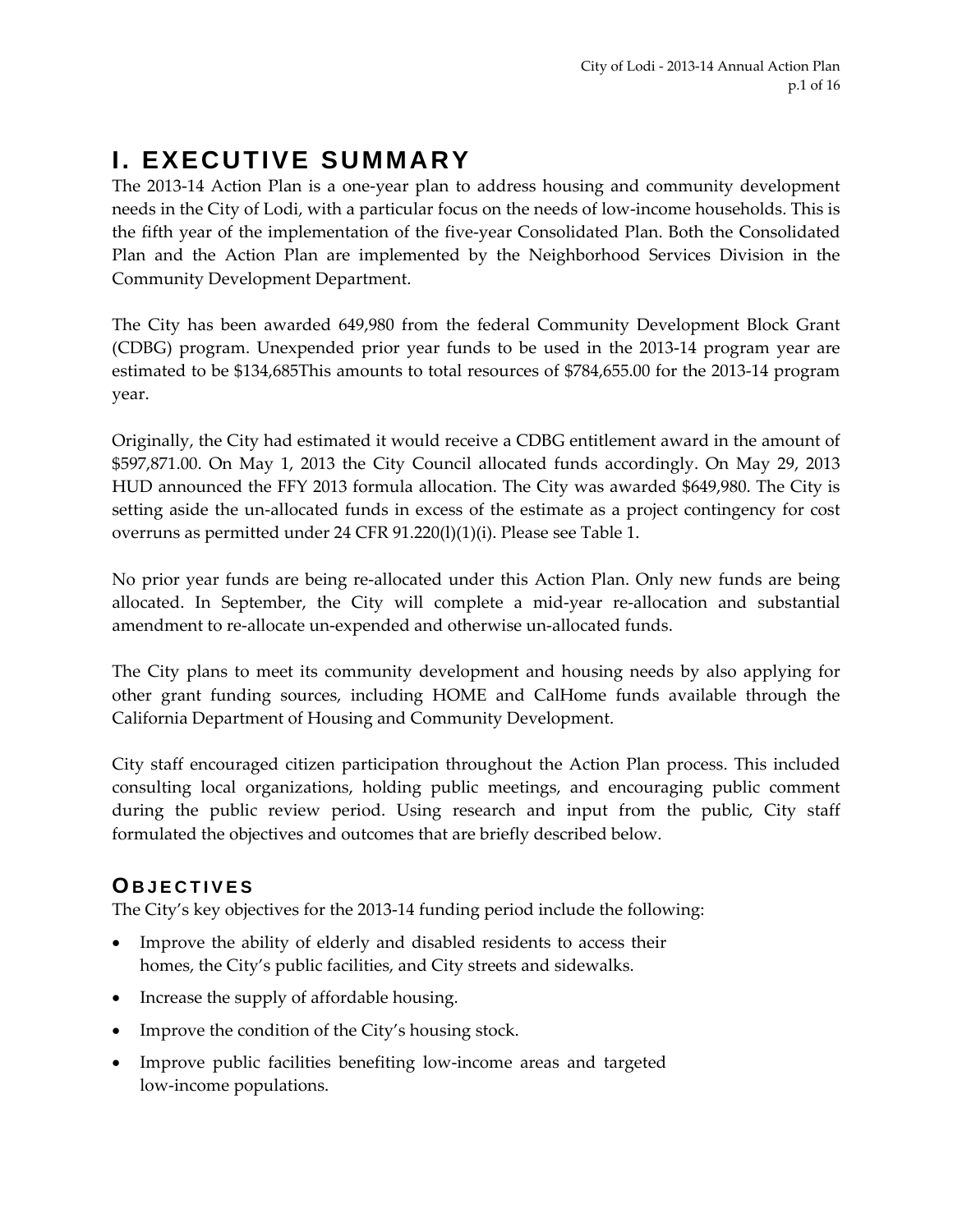# I. EXECUTIVE SUMMARY

The 2013-14 Action Plan is a one-year plan to address housing and community development needs in the City of Lodi, with a particular focus on the needs of low-income households. This is the fifth year of the implementation of the five-year Consolidated Plan. Both the Consolidated Plan and the Action Plan are implemented by the Neighborhood Services Division in the Community Development Department.

The City has been awarded 649,980 from the federal Community Development Block Grant (CDBG) program. Unexpended prior year funds to be used in the 2013-14 program year are estimated to be $134,685This amounts to total resources of $784,655.00 for the 2013-14 program year.

Originally, the City had estimated it would receive a CDBG entitlement award in the amount of $597,871.00. On May 1, 2013 the City Council allocated funds accordingly. On May 29, 2013 HUD announced the FFY 2013 formula allocation. The City was awarded $649,980. The City is setting aside the un-allocated funds in excess of the estimate as a project contingency for cost overruns as permitted under 24 CFR 91.220(l)(1)(i). Please see Table 1.

No prior year funds are being re-allocated under this Action Plan. Only new funds are being allocated. In September, the City will complete a mid-year re-allocation and substantial amendment to re-allocate un-expended and otherwise un-allocated funds.

The City plans to meet its community development and housing needs by also applying for other grant funding sources, including HOME and CalHome funds available through the California Department of Housing and Community Development.

City staff encouraged citizen participation throughout the Action Plan process. This included consulting local organizations, holding public meetings, and encouraging public comment during the public review period. Using research and input from the public, City staff formulated the objectives and outcomes that are briefly described below.

## OBJECTIVES

The City's key objectives for the 2013-14 funding period include the following:

- Improve the ability of elderly and disabled residents to access their homes, the City's public facilities, and City streets and sidewalks.
- Increase the supply of affordable housing.
- Improve the condition of the City's housing stock.
- Improve public facilities benefiting low-income areas and targeted low-income populations.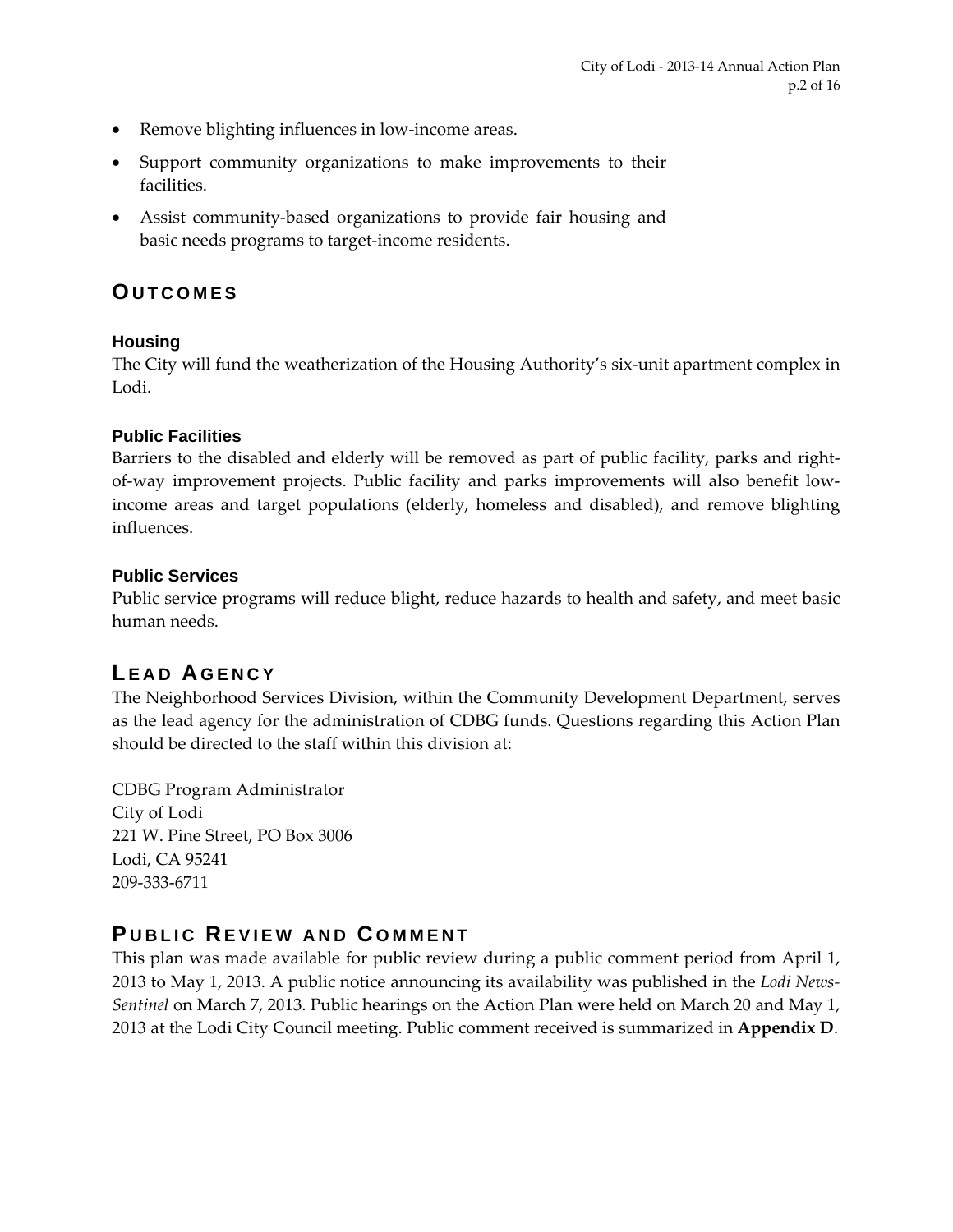- Remove blighting influences in low-income areas.
- Support community organizations to make improvements to their facilities.
- Assist community-based organizations to provide fair housing and basic needs programs to target-income residents.

## OUTCOMES

### Housing

The City will fund the weatherization of the Housing Authority's six-unit apartment complex in Lodi.

### Public Facilities

Barriers to the disabled and elderly will be removed as part of public facility, parks and right-of-way improvement projects. Public facility and parks improvements will also benefit low-income areas and target populations (elderly, homeless and disabled), and remove blighting influences.

### Public Services

Public service programs will reduce blight, reduce hazards to health and safety, and meet basic human needs.

## LEAD AGENCY

The Neighborhood Services Division, within the Community Development Department, serves as the lead agency for the administration of CDBG funds. Questions regarding this Action Plan should be directed to the staff within this division at:

CDBG Program Administrator
City of Lodi
221 W. Pine Street, PO Box 3006
Lodi, CA 95241
209-333-6711

## PUBLIC REVIEW AND COMMENT

This plan was made available for public review during a public comment period from April 1, 2013 to May 1, 2013. A public notice announcing its availability was published in the *Lodi News-Sentinel* on March 7, 2013. Public hearings on the Action Plan were held on March 20 and May 1, 2013 at the Lodi City Council meeting. Public comment received is summarized in **Appendix D**.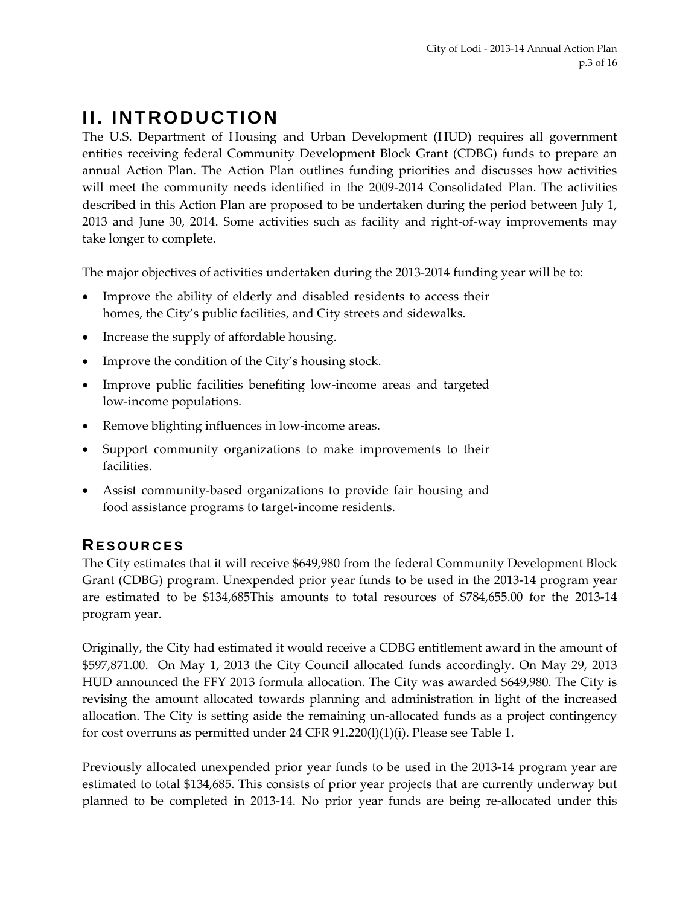# II. INTRODUCTION

The U.S. Department of Housing and Urban Development (HUD) requires all government entities receiving federal Community Development Block Grant (CDBG) funds to prepare an annual Action Plan. The Action Plan outlines funding priorities and discusses how activities will meet the community needs identified in the 2009-2014 Consolidated Plan. The activities described in this Action Plan are proposed to be undertaken during the period between July 1, 2013 and June 30, 2014. Some activities such as facility and right-of-way improvements may take longer to complete.

The major objectives of activities undertaken during the 2013-2014 funding year will be to:

- Improve the ability of elderly and disabled residents to access their homes, the City's public facilities, and City streets and sidewalks.
- Increase the supply of affordable housing.
- Improve the condition of the City's housing stock.
- Improve public facilities benefiting low-income areas and targeted low-income populations.
- Remove blighting influences in low-income areas.
- Support community organizations to make improvements to their facilities.
- Assist community-based organizations to provide fair housing and food assistance programs to target-income residents.

## RESOURCES

The City estimates that it will receive $649,980 from the federal Community Development Block Grant (CDBG) program. Unexpended prior year funds to be used in the 2013-14 program year are estimated to be $134,685This amounts to total resources of $784,655.00 for the 2013-14 program year.

Originally, the City had estimated it would receive a CDBG entitlement award in the amount of $597,871.00. On May 1, 2013 the City Council allocated funds accordingly. On May 29, 2013 HUD announced the FFY 2013 formula allocation. The City was awarded $649,980. The City is revising the amount allocated towards planning and administration in light of the increased allocation. The City is setting aside the remaining un-allocated funds as a project contingency for cost overruns as permitted under 24 CFR 91.220(l)(1)(i). Please see Table 1.

Previously allocated unexpended prior year funds to be used in the 2013-14 program year are estimated to total $134,685. This consists of prior year projects that are currently underway but planned to be completed in 2013-14. No prior year funds are being re-allocated under this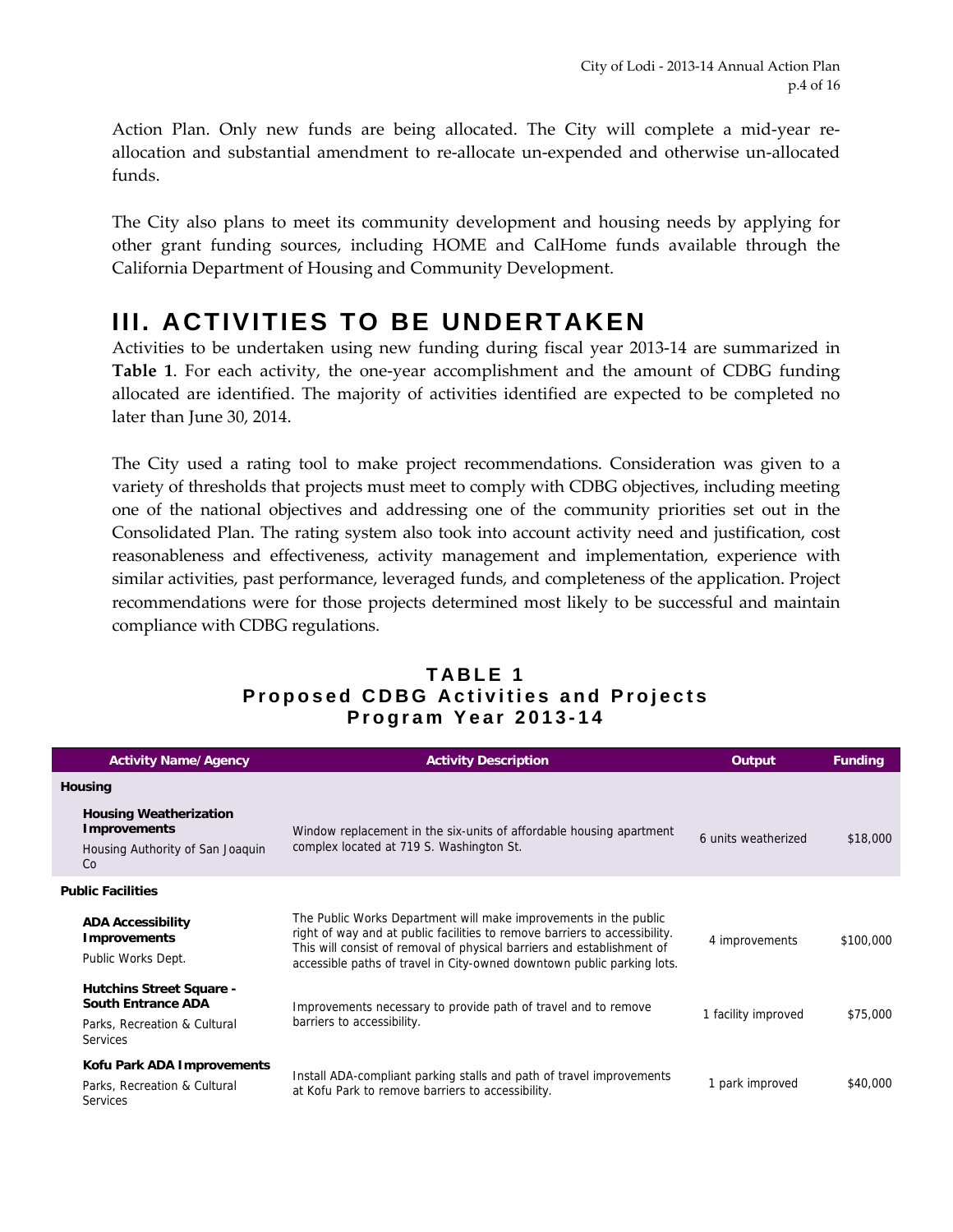Action Plan. Only new funds are being allocated. The City will complete a mid-year re-allocation and substantial amendment to re-allocate un-expended and otherwise un-allocated funds.

The City also plans to meet its community development and housing needs by applying for other grant funding sources, including HOME and CalHome funds available through the California Department of Housing and Community Development.

# III. ACTIVITIES TO BE UNDERTAKEN

Activities to be undertaken using new funding during fiscal year 2013-14 are summarized in **Table 1**. For each activity, the one-year accomplishment and the amount of CDBG funding allocated are identified. The majority of activities identified are expected to be completed no later than June 30, 2014.

The City used a rating tool to make project recommendations. Consideration was given to a variety of thresholds that projects must meet to comply with CDBG objectives, including meeting one of the national objectives and addressing one of the community priorities set out in the Consolidated Plan. The rating system also took into account activity need and justification, cost reasonableness and effectiveness, activity management and implementation, experience with similar activities, past performance, leveraged funds, and completeness of the application. Project recommendations were for those projects determined most likely to be successful and maintain compliance with CDBG regulations.

**TABLE 1**
**Proposed CDBG Activities and Projects**
**Program Year 2013-14**

| Activity Name/Agency | Activity Description | Output | Funding |
|---|---|---|---|
| **Housing** | | | |
| **Housing Weatherization Improvements**<br>Housing Authority of San Joaquin Co | Window replacement in the six-units of affordable housing apartment complex located at 719 S. Washington St. | 6 units weatherized | $18,000 |
| **Public Facilities** | | | |
| **ADA Accessibility Improvements**<br>Public Works Dept. | The Public Works Department will make improvements in the public right of way and at public facilities to remove barriers to accessibility. This will consist of removal of physical barriers and establishment of accessible paths of travel in City-owned downtown public parking lots. | 4 improvements | $100,000 |
| **Hutchins Street Square - South Entrance ADA**<br>Parks, Recreation & Cultural Services | Improvements necessary to provide path of travel and to remove barriers to accessibility. | 1 facility improved | $75,000 |
| **Kofu Park ADA Improvements**<br>Parks, Recreation & Cultural Services | Install ADA-compliant parking stalls and path of travel improvements at Kofu Park to remove barriers to accessibility. | 1 park improved | $40,000 |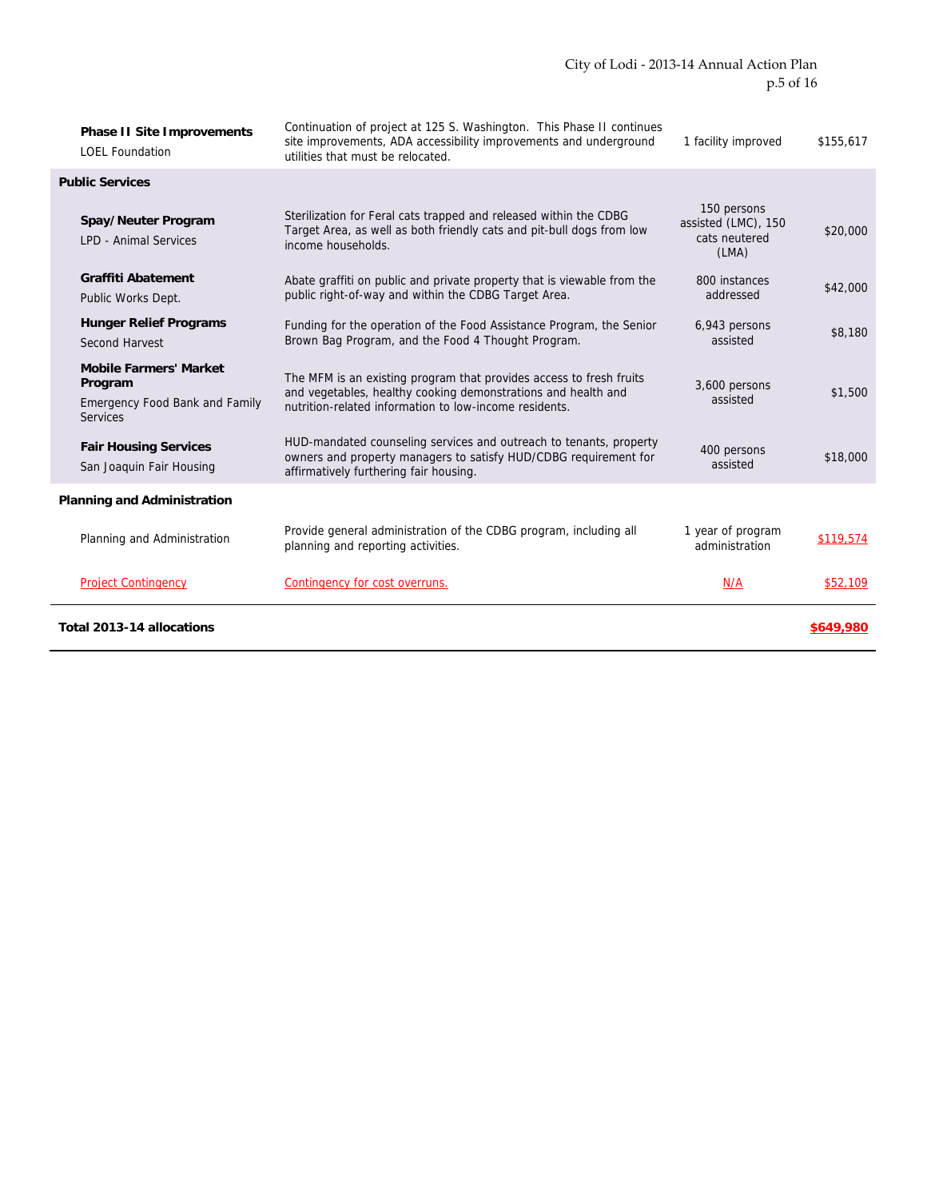| | | | |
|---|---|---|---|
| **Phase II Site Improvements**<br>LOEL Foundation | Continuation of project at 125 S. Washington. This Phase II continues site improvements, ADA accessibility improvements and underground utilities that must be relocated. | 1 facility improved | $155,617 |
| **Public Services** | | | |
| **Spay/Neuter Program**<br>LPD - Animal Services | Sterilization for Feral cats trapped and released within the CDBG Target Area, as well as both friendly cats and pit-bull dogs from low income households. | 150 persons assisted (LMC), 150 cats neutered (LMA) | $20,000 |
| **Graffiti Abatement**<br>Public Works Dept. | Abate graffiti on public and private property that is viewable from the public right-of-way and within the CDBG Target Area. | 800 instances addressed | $42,000 |
| **Hunger Relief Programs**<br>Second Harvest | Funding for the operation of the Food Assistance Program, the Senior Brown Bag Program, and the Food 4 Thought Program. | 6,943 persons assisted | $8,180 |
| **Mobile Farmers' Market Program**<br>Emergency Food Bank and Family Services | The MFM is an existing program that provides access to fresh fruits and vegetables, healthy cooking demonstrations and health and nutrition-related information to low-income residents. | 3,600 persons assisted | $1,500 |
| **Fair Housing Services**<br>San Joaquin Fair Housing | HUD-mandated counseling services and outreach to tenants, property owners and property managers to satisfy HUD/CDBG requirement for affirmatively furthering fair housing. | 400 persons assisted | $18,000 |
| **Planning and Administration** | | | |
| Planning and Administration | Provide general administration of the CDBG program, including all planning and reporting activities. | 1 year of program administration | $119,574 |
| Project Contingency | Contingency for cost overruns. | N/A | $52,109 |
| **Total 2013-14 allocations** | | | **$649,980** |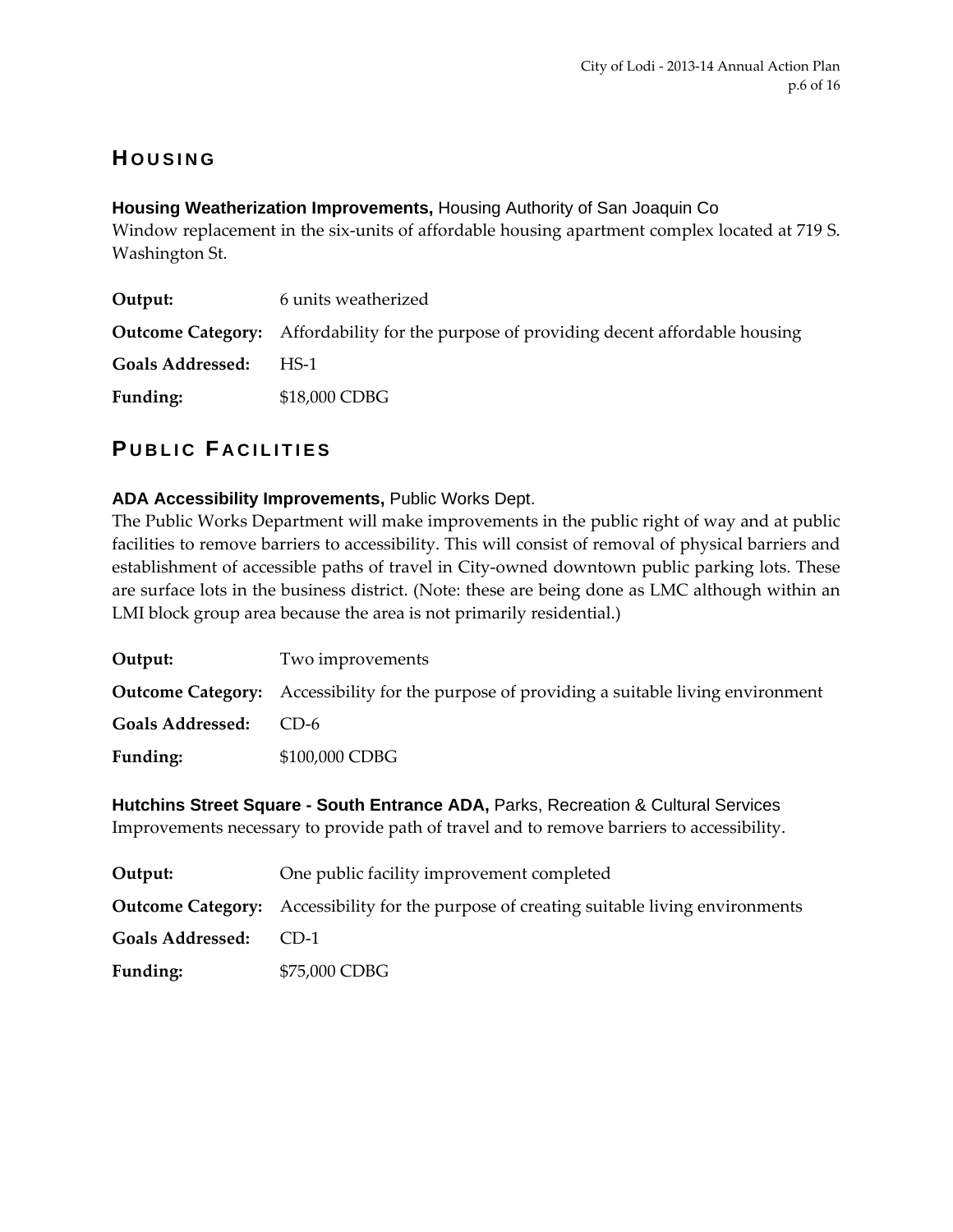## HOUSING

**Housing Weatherization Improvements,** Housing Authority of San Joaquin Co
Window replacement in the six-units of affordable housing apartment complex located at 719 S. Washington St.

| | |
|---|---|
| **Output:** | 6 units weatherized |
| **Outcome Category:** | Affordability for the purpose of providing decent affordable housing |
| **Goals Addressed:** | HS-1 |
| **Funding:** | $18,000 CDBG |

## PUBLIC FACILITIES

**ADA Accessibility Improvements,** Public Works Dept.
The Public Works Department will make improvements in the public right of way and at public facilities to remove barriers to accessibility. This will consist of removal of physical barriers and establishment of accessible paths of travel in City-owned downtown public parking lots. These are surface lots in the business district. (Note: these are being done as LMC although within an LMI block group area because the area is not primarily residential.)

| | |
|---|---|
| **Output:** | Two improvements |
| **Outcome Category:** | Accessibility for the purpose of providing a suitable living environment |
| **Goals Addressed:** | CD-6 |
| **Funding:** | $100,000 CDBG |

**Hutchins Street Square - South Entrance ADA,** Parks, Recreation & Cultural Services
Improvements necessary to provide path of travel and to remove barriers to accessibility.

| | |
|---|---|
| **Output:** | One public facility improvement completed |
| **Outcome Category:** | Accessibility for the purpose of creating suitable living environments |
| **Goals Addressed:** | CD-1 |
| **Funding:** | $75,000 CDBG |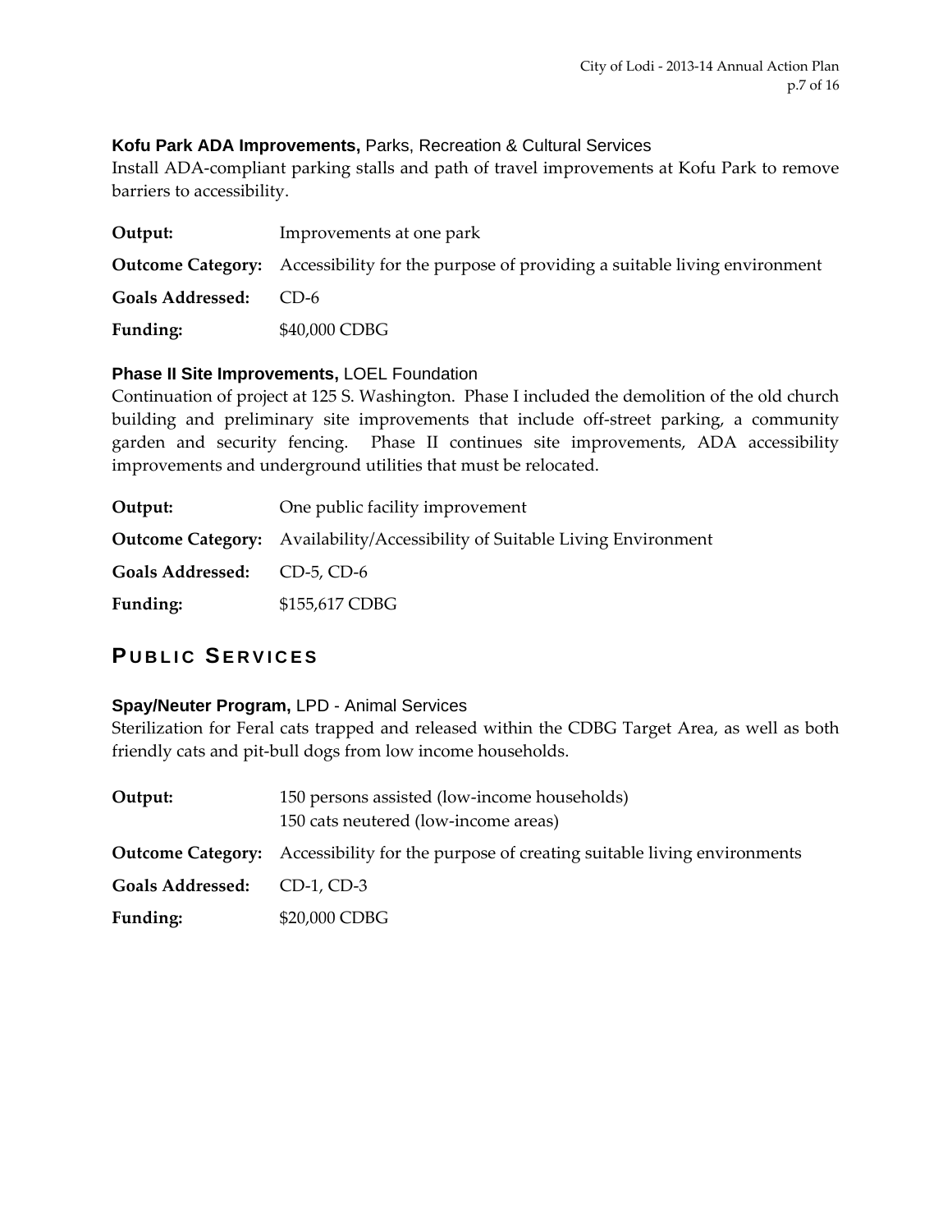### **Kofu Park ADA Improvements,** Parks, Recreation & Cultural Services

Install ADA-compliant parking stalls and path of travel improvements at Kofu Park to remove barriers to accessibility.

| | |
|---|---|
| **Output:** | Improvements at one park |
| **Outcome Category:** | Accessibility for the purpose of providing a suitable living environment |
| **Goals Addressed:** | CD-6 |
| **Funding:** | $40,000 CDBG |

### **Phase II Site Improvements,** LOEL Foundation

Continuation of project at 125 S. Washington. Phase I included the demolition of the old church building and preliminary site improvements that include off-street parking, a community garden and security fencing. Phase II continues site improvements, ADA accessibility improvements and underground utilities that must be relocated.

| | |
|---|---|
| **Output:** | One public facility improvement |
| **Outcome Category:** | Availability/Accessibility of Suitable Living Environment |
| **Goals Addressed:** | CD-5, CD-6 |
| **Funding:** | $155,617 CDBG |

## PUBLIC SERVICES

### **Spay/Neuter Program,** LPD - Animal Services

Sterilization for Feral cats trapped and released within the CDBG Target Area, as well as both friendly cats and pit-bull dogs from low income households.

| | |
|---|---|
| **Output:** | 150 persons assisted (low-income households)<br>150 cats neutered (low-income areas) |
| **Outcome Category:** | Accessibility for the purpose of creating suitable living environments |
| **Goals Addressed:** | CD-1, CD-3 |
| **Funding:** | $20,000 CDBG |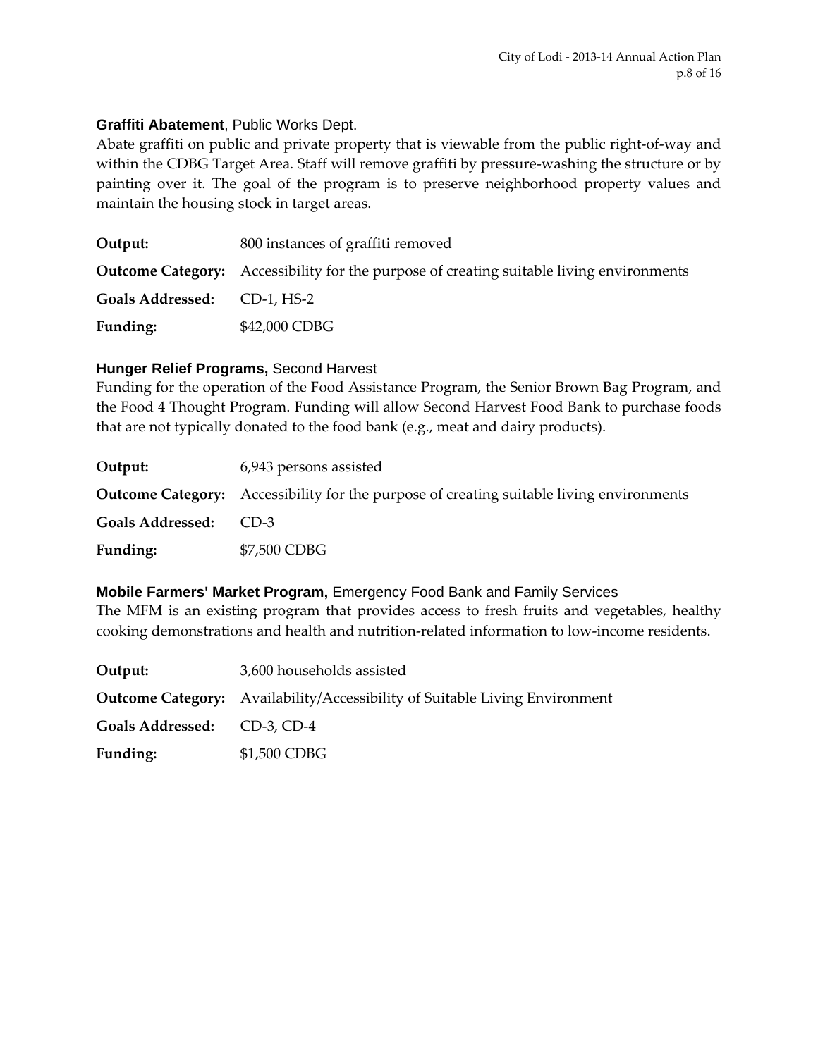**Graffiti Abatement**, Public Works Dept.

Abate graffiti on public and private property that is viewable from the public right-of-way and within the CDBG Target Area. Staff will remove graffiti by pressure-washing the structure or by painting over it. The goal of the program is to preserve neighborhood property values and maintain the housing stock in target areas.

**Output:** 800 instances of graffiti removed

**Outcome Category:** Accessibility for the purpose of creating suitable living environments

**Goals Addressed:** CD-1, HS-2

**Funding:** $42,000 CDBG

**Hunger Relief Programs,** Second Harvest

Funding for the operation of the Food Assistance Program, the Senior Brown Bag Program, and the Food 4 Thought Program. Funding will allow Second Harvest Food Bank to purchase foods that are not typically donated to the food bank (e.g., meat and dairy products).

**Output:** 6,943 persons assisted

**Outcome Category:** Accessibility for the purpose of creating suitable living environments

**Goals Addressed:** CD-3

**Funding:** $7,500 CDBG

**Mobile Farmers' Market Program,** Emergency Food Bank and Family Services

The MFM is an existing program that provides access to fresh fruits and vegetables, healthy cooking demonstrations and health and nutrition-related information to low-income residents.

**Output:** 3,600 households assisted

**Outcome Category:** Availability/Accessibility of Suitable Living Environment

**Goals Addressed:** CD-3, CD-4

**Funding:** $1,500 CDBG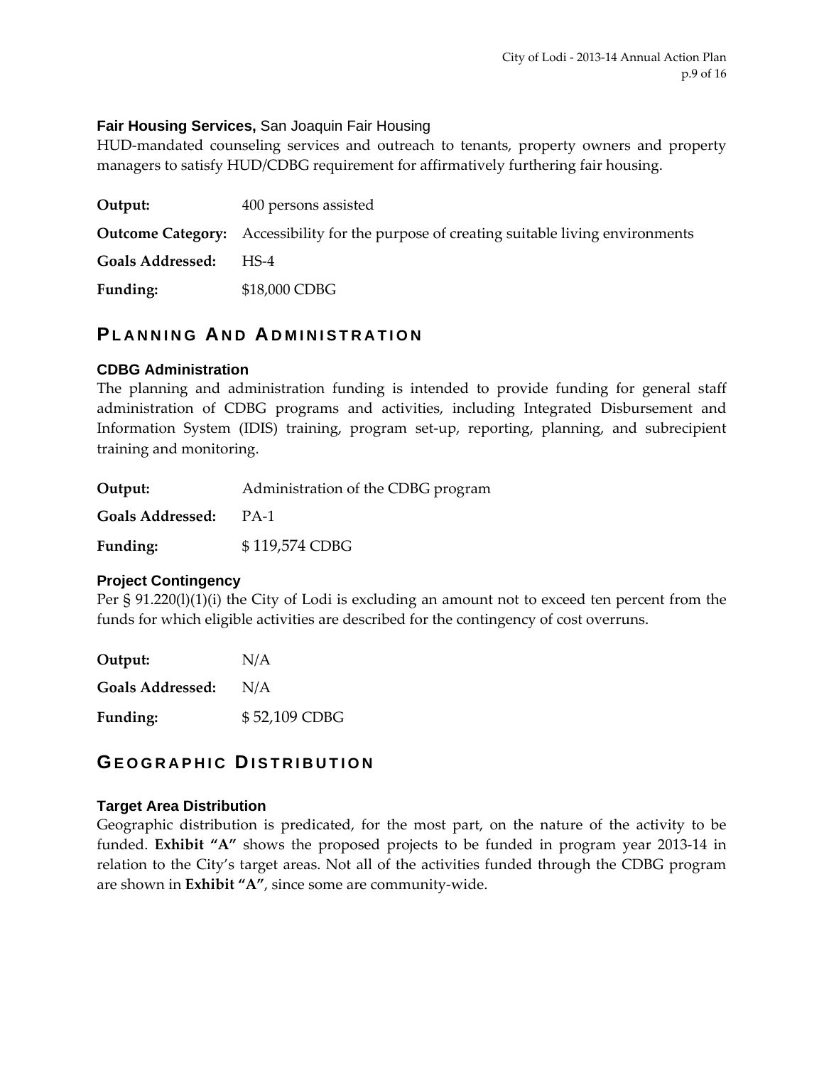### Fair Housing Services, San Joaquin Fair Housing

HUD-mandated counseling services and outreach to tenants, property owners and property managers to satisfy HUD/CDBG requirement for affirmatively furthering fair housing.

**Output:** 400 persons assisted

**Outcome Category:** Accessibility for the purpose of creating suitable living environments

**Goals Addressed:** HS-4

**Funding:** $18,000 CDBG

## Planning And Administration

### CDBG Administration

The planning and administration funding is intended to provide funding for general staff administration of CDBG programs and activities, including Integrated Disbursement and Information System (IDIS) training, program set-up, reporting, planning, and subrecipient training and monitoring.

**Output:** Administration of the CDBG program

**Goals Addressed:** PA-1

**Funding:** $ 119,574 CDBG

### Project Contingency

Per § 91.220(l)(1)(i) the City of Lodi is excluding an amount not to exceed ten percent from the funds for which eligible activities are described for the contingency of cost overruns.

**Output:** N/A

**Goals Addressed:** N/A

**Funding:** $ 52,109 CDBG

## Geographic Distribution

### Target Area Distribution

Geographic distribution is predicated, for the most part, on the nature of the activity to be funded. **Exhibit "A"** shows the proposed projects to be funded in program year 2013-14 in relation to the City's target areas. Not all of the activities funded through the CDBG program are shown in **Exhibit "A"**, since some are community-wide.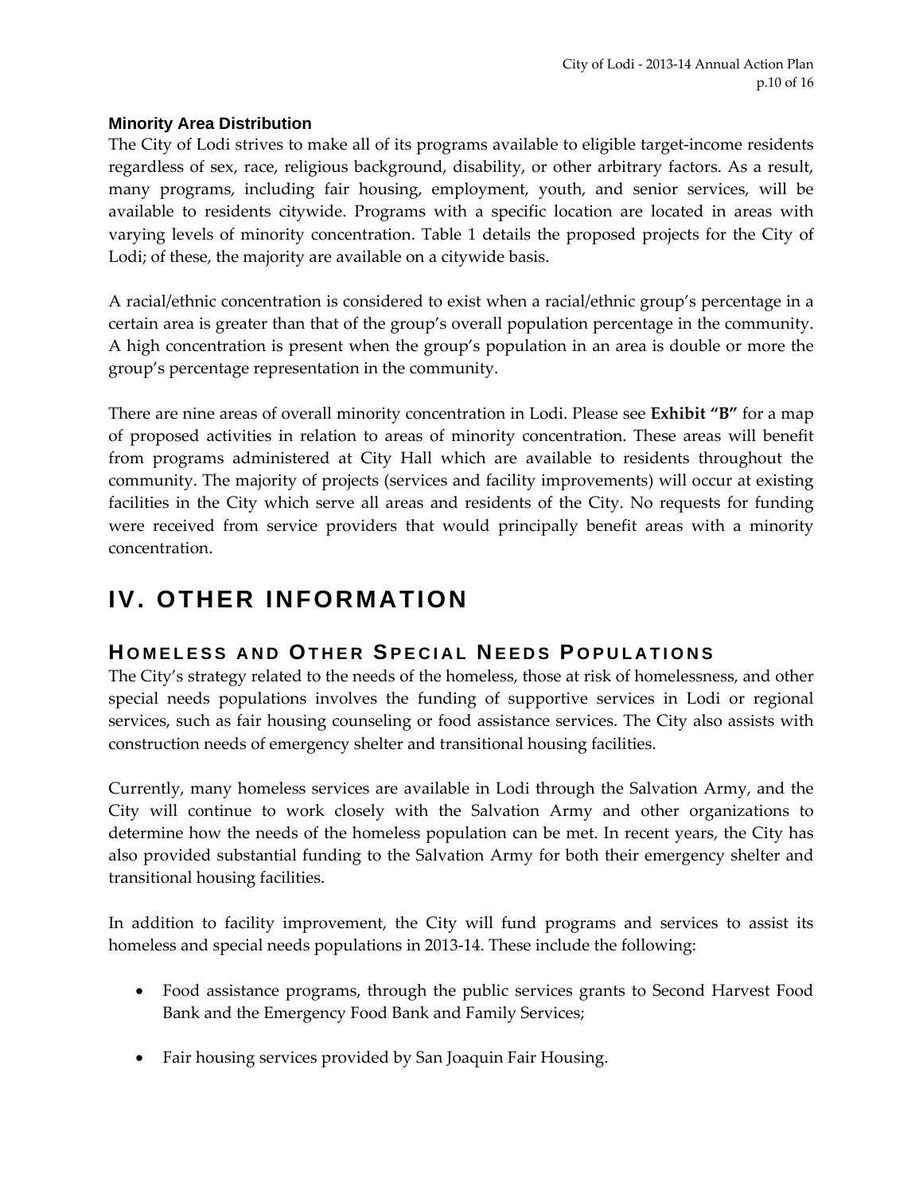### Minority Area Distribution

The City of Lodi strives to make all of its programs available to eligible target-income residents regardless of sex, race, religious background, disability, or other arbitrary factors. As a result, many programs, including fair housing, employment, youth, and senior services, will be available to residents citywide. Programs with a specific location are located in areas with varying levels of minority concentration. Table 1 details the proposed projects for the City of Lodi; of these, the majority are available on a citywide basis.

A racial/ethnic concentration is considered to exist when a racial/ethnic group's percentage in a certain area is greater than that of the group's overall population percentage in the community. A high concentration is present when the group's population in an area is double or more the group's percentage representation in the community.

There are nine areas of overall minority concentration in Lodi. Please see **Exhibit "B"** for a map of proposed activities in relation to areas of minority concentration. These areas will benefit from programs administered at City Hall which are available to residents throughout the community. The majority of projects (services and facility improvements) will occur at existing facilities in the City which serve all areas and residents of the City. No requests for funding were received from service providers that would principally benefit areas with a minority concentration.

# IV. OTHER INFORMATION

## Homeless and Other Special Needs Populations

The City's strategy related to the needs of the homeless, those at risk of homelessness, and other special needs populations involves the funding of supportive services in Lodi or regional services, such as fair housing counseling or food assistance services. The City also assists with construction needs of emergency shelter and transitional housing facilities.

Currently, many homeless services are available in Lodi through the Salvation Army, and the City will continue to work closely with the Salvation Army and other organizations to determine how the needs of the homeless population can be met. In recent years, the City has also provided substantial funding to the Salvation Army for both their emergency shelter and transitional housing facilities.

In addition to facility improvement, the City will fund programs and services to assist its homeless and special needs populations in 2013-14. These include the following:

- Food assistance programs, through the public services grants to Second Harvest Food Bank and the Emergency Food Bank and Family Services;
- Fair housing services provided by San Joaquin Fair Housing.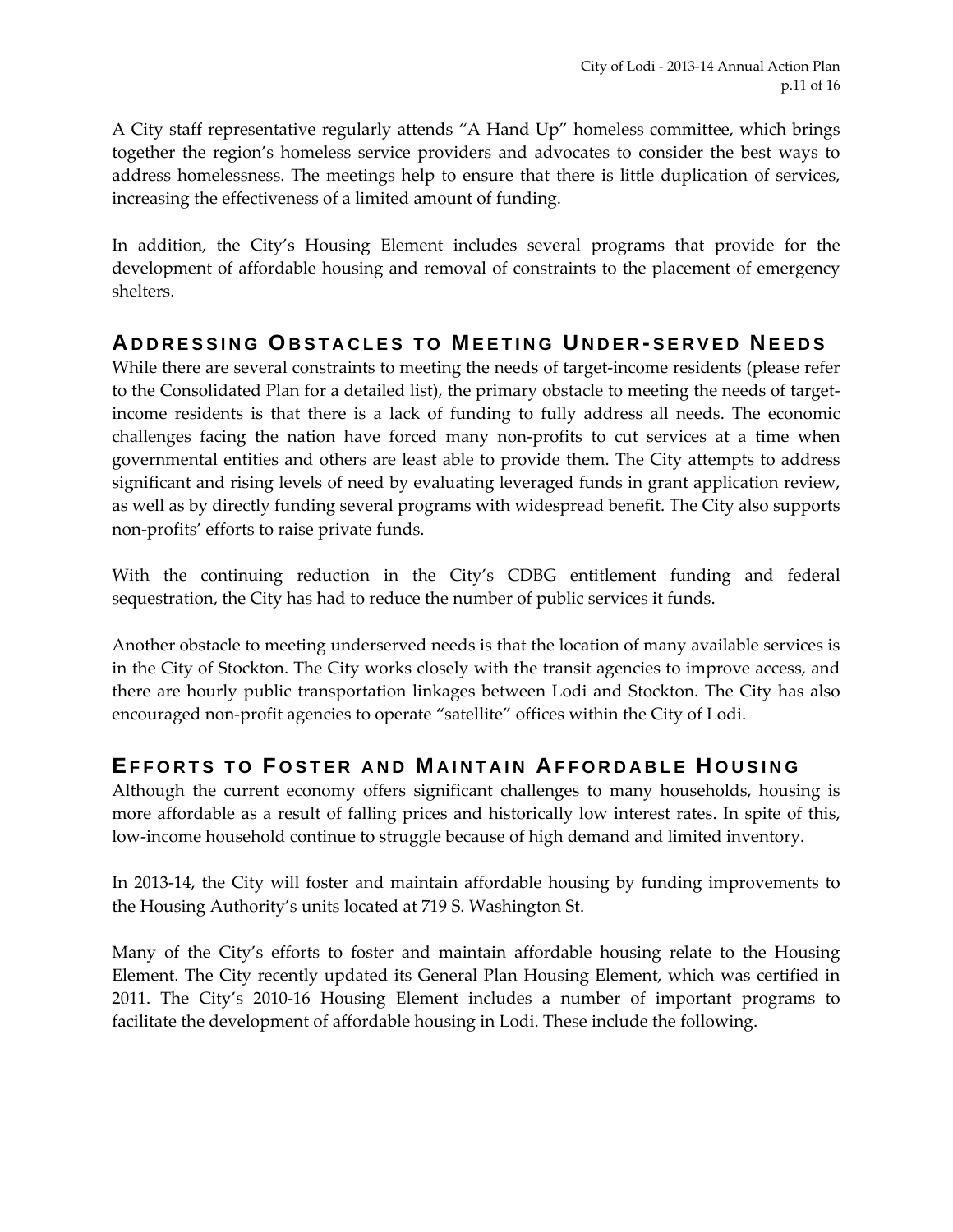A City staff representative regularly attends "A Hand Up" homeless committee, which brings together the region's homeless service providers and advocates to consider the best ways to address homelessness. The meetings help to ensure that there is little duplication of services, increasing the effectiveness of a limited amount of funding.

In addition, the City's Housing Element includes several programs that provide for the development of affordable housing and removal of constraints to the placement of emergency shelters.

## Addressing Obstacles to Meeting Under-served Needs

While there are several constraints to meeting the needs of target-income residents (please refer to the Consolidated Plan for a detailed list), the primary obstacle to meeting the needs of target-income residents is that there is a lack of funding to fully address all needs. The economic challenges facing the nation have forced many non-profits to cut services at a time when governmental entities and others are least able to provide them. The City attempts to address significant and rising levels of need by evaluating leveraged funds in grant application review, as well as by directly funding several programs with widespread benefit. The City also supports non-profits' efforts to raise private funds.

With the continuing reduction in the City's CDBG entitlement funding and federal sequestration, the City has had to reduce the number of public services it funds.

Another obstacle to meeting underserved needs is that the location of many available services is in the City of Stockton. The City works closely with the transit agencies to improve access, and there are hourly public transportation linkages between Lodi and Stockton. The City has also encouraged non-profit agencies to operate "satellite" offices within the City of Lodi.

## Efforts to Foster and Maintain Affordable Housing

Although the current economy offers significant challenges to many households, housing is more affordable as a result of falling prices and historically low interest rates. In spite of this, low-income household continue to struggle because of high demand and limited inventory.

In 2013-14, the City will foster and maintain affordable housing by funding improvements to the Housing Authority's units located at 719 S. Washington St.

Many of the City's efforts to foster and maintain affordable housing relate to the Housing Element. The City recently updated its General Plan Housing Element, which was certified in 2011. The City's 2010-16 Housing Element includes a number of important programs to facilitate the development of affordable housing in Lodi. These include the following.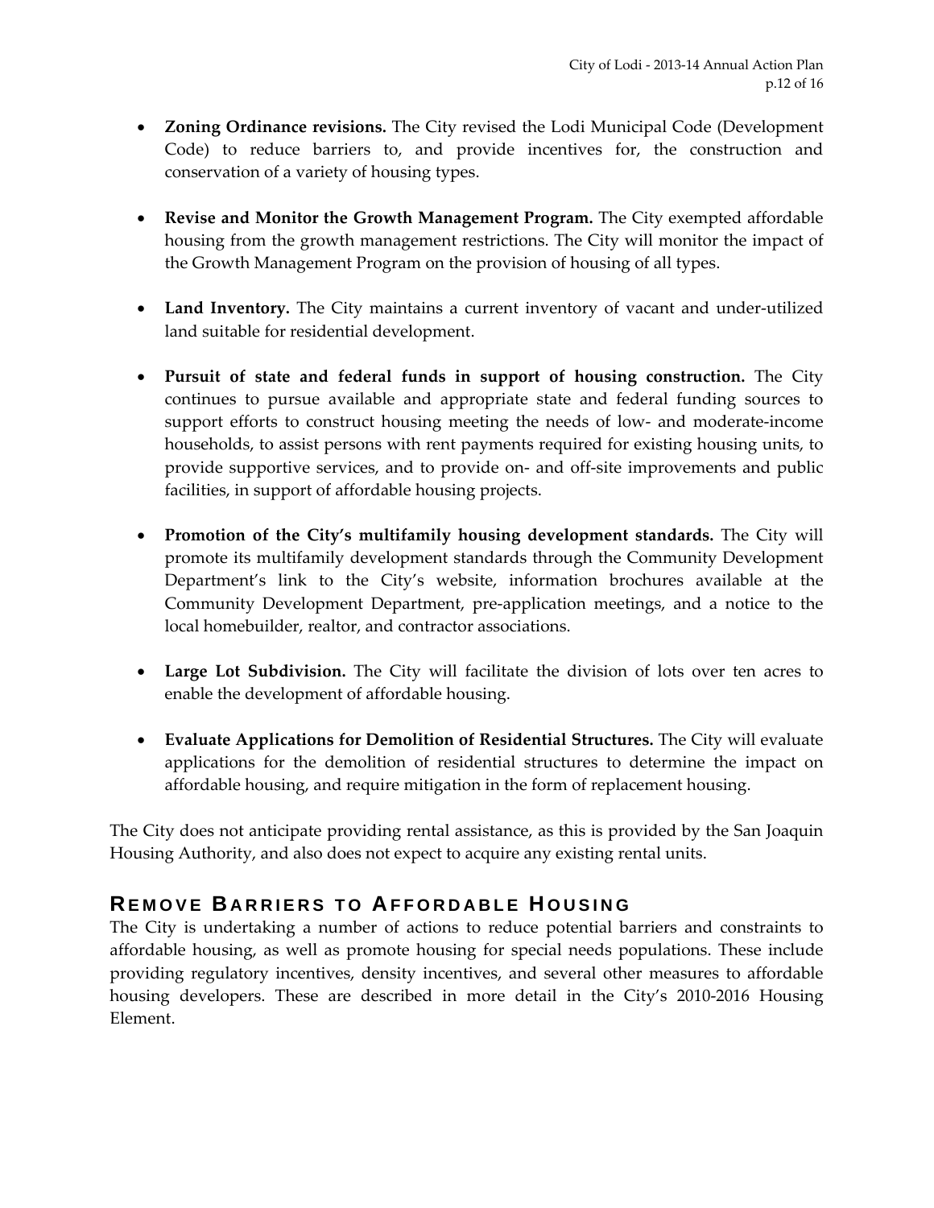- **Zoning Ordinance revisions.** The City revised the Lodi Municipal Code (Development Code) to reduce barriers to, and provide incentives for, the construction and conservation of a variety of housing types.

- **Revise and Monitor the Growth Management Program.** The City exempted affordable housing from the growth management restrictions. The City will monitor the impact of the Growth Management Program on the provision of housing of all types.

- **Land Inventory.** The City maintains a current inventory of vacant and under-utilized land suitable for residential development.

- **Pursuit of state and federal funds in support of housing construction.** The City continues to pursue available and appropriate state and federal funding sources to support efforts to construct housing meeting the needs of low- and moderate-income households, to assist persons with rent payments required for existing housing units, to provide supportive services, and to provide on- and off-site improvements and public facilities, in support of affordable housing projects.

- **Promotion of the City's multifamily housing development standards.** The City will promote its multifamily development standards through the Community Development Department's link to the City's website, information brochures available at the Community Development Department, pre-application meetings, and a notice to the local homebuilder, realtor, and contractor associations.

- **Large Lot Subdivision.** The City will facilitate the division of lots over ten acres to enable the development of affordable housing.

- **Evaluate Applications for Demolition of Residential Structures.** The City will evaluate applications for the demolition of residential structures to determine the impact on affordable housing, and require mitigation in the form of replacement housing.

The City does not anticipate providing rental assistance, as this is provided by the San Joaquin Housing Authority, and also does not expect to acquire any existing rental units.

## Remove Barriers to Affordable Housing

The City is undertaking a number of actions to reduce potential barriers and constraints to affordable housing, as well as promote housing for special needs populations. These include providing regulatory incentives, density incentives, and several other measures to affordable housing developers. These are described in more detail in the City's 2010-2016 Housing Element.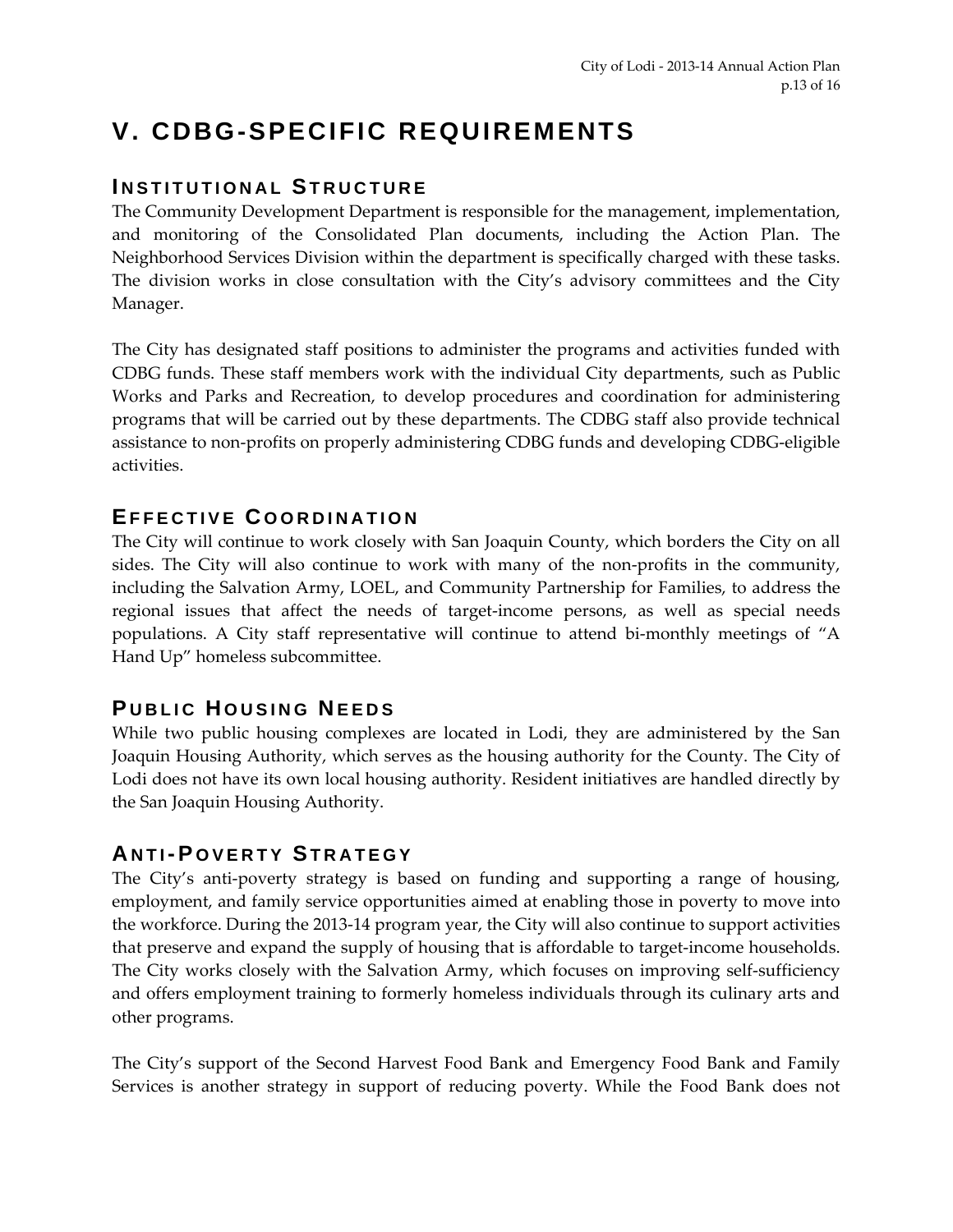# V. CDBG-SPECIFIC REQUIREMENTS

## INSTITUTIONAL STRUCTURE

The Community Development Department is responsible for the management, implementation, and monitoring of the Consolidated Plan documents, including the Action Plan. The Neighborhood Services Division within the department is specifically charged with these tasks. The division works in close consultation with the City's advisory committees and the City Manager.

The City has designated staff positions to administer the programs and activities funded with CDBG funds. These staff members work with the individual City departments, such as Public Works and Parks and Recreation, to develop procedures and coordination for administering programs that will be carried out by these departments. The CDBG staff also provide technical assistance to non-profits on properly administering CDBG funds and developing CDBG-eligible activities.

## EFFECTIVE COORDINATION

The City will continue to work closely with San Joaquin County, which borders the City on all sides. The City will also continue to work with many of the non-profits in the community, including the Salvation Army, LOEL, and Community Partnership for Families, to address the regional issues that affect the needs of target-income persons, as well as special needs populations. A City staff representative will continue to attend bi-monthly meetings of "A Hand Up" homeless subcommittee.

## PUBLIC HOUSING NEEDS

While two public housing complexes are located in Lodi, they are administered by the San Joaquin Housing Authority, which serves as the housing authority for the County. The City of Lodi does not have its own local housing authority. Resident initiatives are handled directly by the San Joaquin Housing Authority.

## ANTI-POVERTY STRATEGY

The City's anti-poverty strategy is based on funding and supporting a range of housing, employment, and family service opportunities aimed at enabling those in poverty to move into the workforce. During the 2013-14 program year, the City will also continue to support activities that preserve and expand the supply of housing that is affordable to target-income households. The City works closely with the Salvation Army, which focuses on improving self-sufficiency and offers employment training to formerly homeless individuals through its culinary arts and other programs.

The City's support of the Second Harvest Food Bank and Emergency Food Bank and Family Services is another strategy in support of reducing poverty. While the Food Bank does not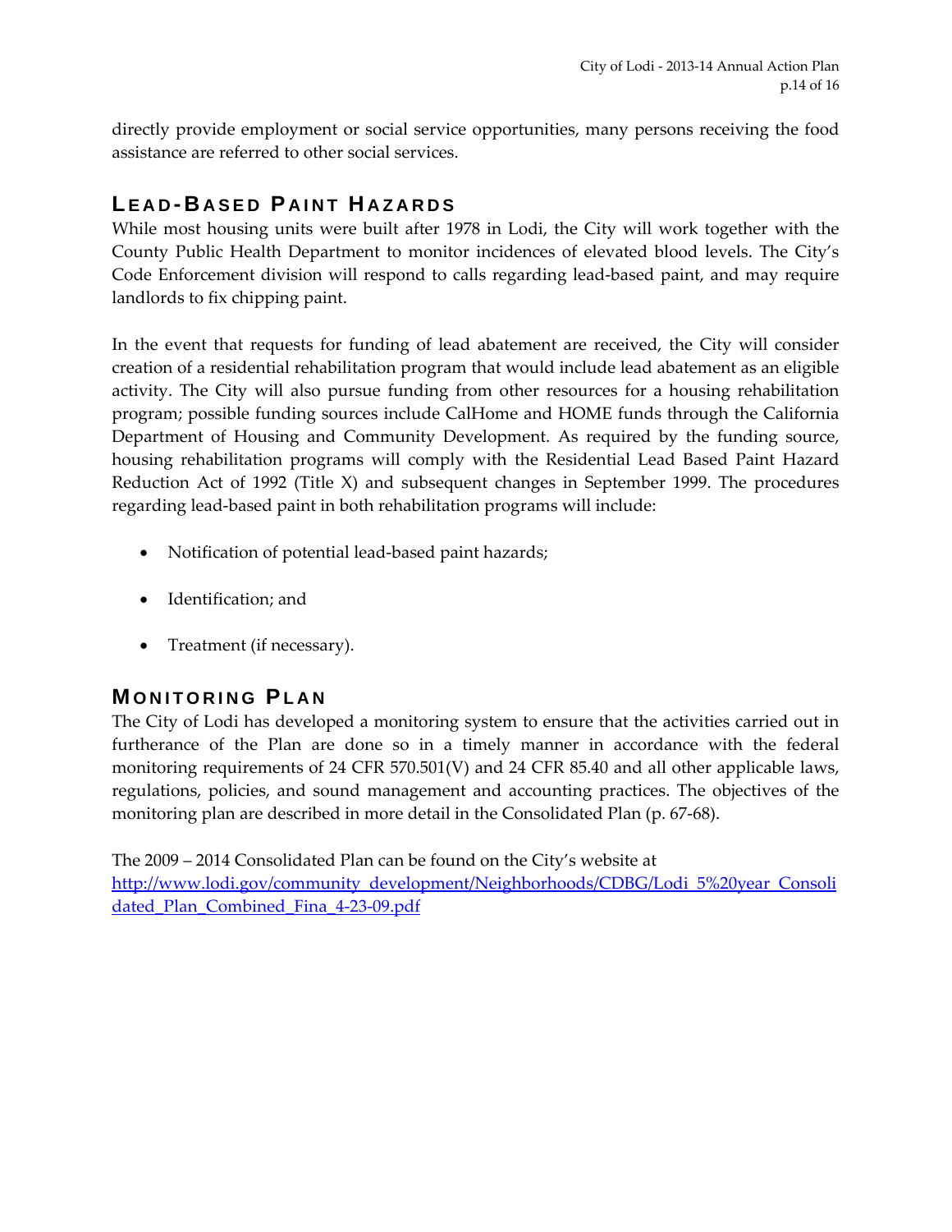directly provide employment or social service opportunities, many persons receiving the food assistance are referred to other social services.

## LEAD-BASED PAINT HAZARDS

While most housing units were built after 1978 in Lodi, the City will work together with the County Public Health Department to monitor incidences of elevated blood levels. The City's Code Enforcement division will respond to calls regarding lead-based paint, and may require landlords to fix chipping paint.

In the event that requests for funding of lead abatement are received, the City will consider creation of a residential rehabilitation program that would include lead abatement as an eligible activity. The City will also pursue funding from other resources for a housing rehabilitation program; possible funding sources include CalHome and HOME funds through the California Department of Housing and Community Development. As required by the funding source, housing rehabilitation programs will comply with the Residential Lead Based Paint Hazard Reduction Act of 1992 (Title X) and subsequent changes in September 1999. The procedures regarding lead-based paint in both rehabilitation programs will include:

- Notification of potential lead-based paint hazards;
- Identification; and
- Treatment (if necessary).

## MONITORING PLAN

The City of Lodi has developed a monitoring system to ensure that the activities carried out in furtherance of the Plan are done so in a timely manner in accordance with the federal monitoring requirements of 24 CFR 570.501(V) and 24 CFR 85.40 and all other applicable laws, regulations, policies, and sound management and accounting practices. The objectives of the monitoring plan are described in more detail in the Consolidated Plan (p. 67-68).

The 2009 – 2014 Consolidated Plan can be found on the City's website at
http://www.lodi.gov/community_development/Neighborhoods/CDBG/Lodi_5%20year_Consolidated_Plan_Combined_Fina_4-23-09.pdf